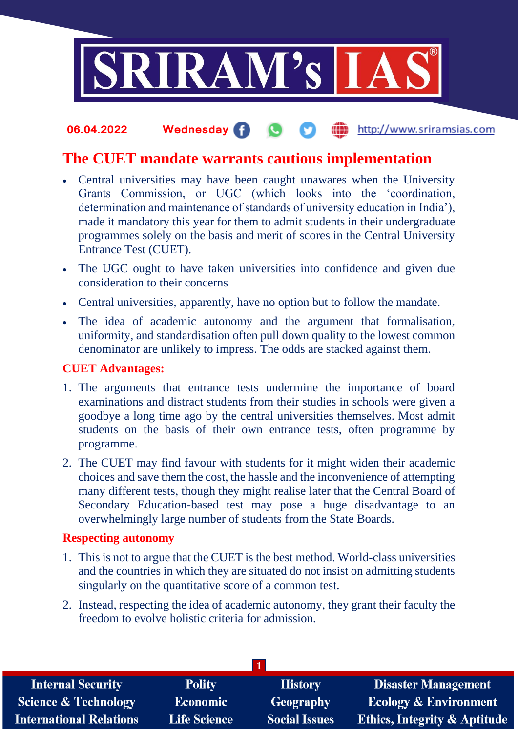06.04.2022 Wednesday http://www.sriramsias.com

# The CUET mandate warrants cautious implementation

- Central universities may have been caught unawares when the University Grants Commission, or UGC (which looks into the 'coordination, determination and maintenance of standards of university education in India'), made it mandatory this year for them to admit students in their undergraduate programmes solely on the basis and merit of scores in the Central University Entrance Test (CUET).
- The UGC ought to have taken universities into confidence and given due consideration to their concerns
- Central universities, apparently, have no option but to follow the mandate.
- The idea of academic autonomy and the argument that formalisation, uniformity, and standardisation often pull down quality to the lowest common denominator are unlikely to impress. The odds are stacked against them.

## CUET Advantages:

1. The arguments that entrance tests undermine the importance of board examinations and distract students from their studies in schools were given a goodbye a long time ago by the central universities themselves. Most admit students on the basis of their own entrance tests, often programme by programme.
2. The CUET may find favour with students for it might widen their academic choices and save them the cost, the hassle and the inconvenience of attempting many different tests, though they might realise later that the Central Board of Secondary Education-based test may pose a huge disadvantage to an overwhelmingly large number of students from the State Boards.

## Respecting autonomy

1. This is not to argue that the CUET is the best method. World-class universities and the countries in which they are situated do not insist on admitting students singularly on the quantitative score of a common test.
2. Instead, respecting the idea of academic autonomy, they grant their faculty the freedom to evolve holistic criteria for admission.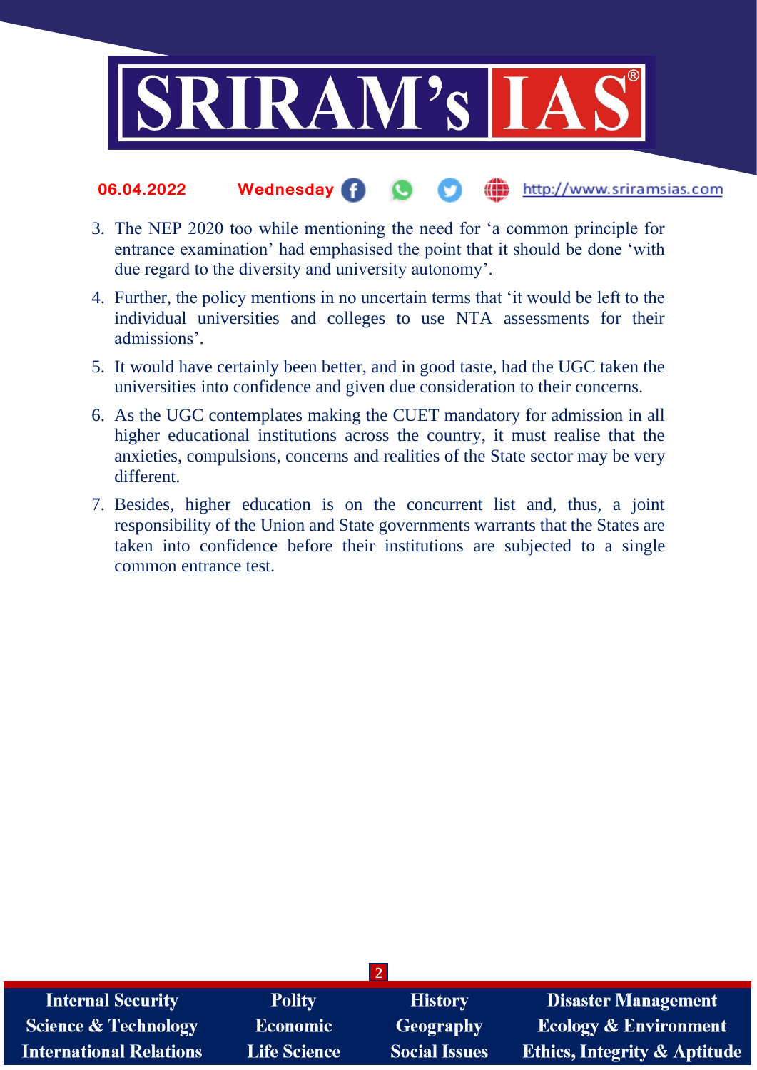3. The NEP 2020 too while mentioning the need for 'a common principle for entrance examination' had emphasised the point that it should be done 'with due regard to the diversity and university autonomy'.
4. Further, the policy mentions in no uncertain terms that 'it would be left to the individual universities and colleges to use NTA assessments for their admissions'.
5. It would have certainly been better, and in good taste, had the UGC taken the universities into confidence and given due consideration to their concerns.
6. As the UGC contemplates making the CUET mandatory for admission in all higher educational institutions across the country, it must realise that the anxieties, compulsions, concerns and realities of the State sector may be very different.
7. Besides, higher education is on the concurrent list and, thus, a joint responsibility of the Union and State governments warrants that the States are taken into confidence before their institutions are subjected to a single common entrance test.